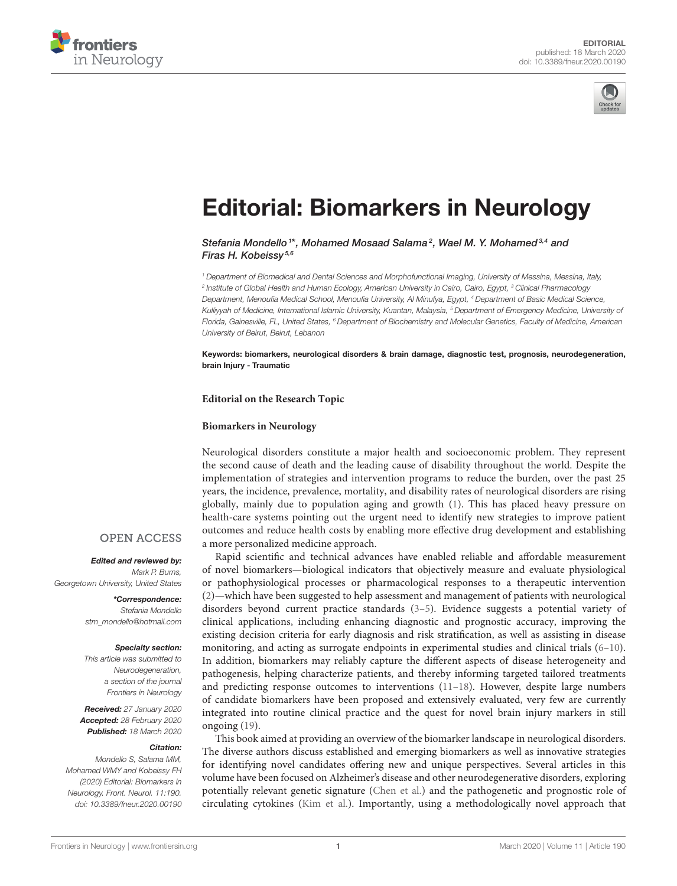EDITORIAL
published: 18 March 2020
doi: 10.3389/fneur.2020.00190

# Editorial: Biomarkers in Neurology

*Stefania Mondello[1]\*, Mohamed Mosaad Salama[2], Wael M. Y. Mohamed[3,4] and Firas H. Kobeissy[5,6]*

[1] Department of Biomedical and Dental Sciences and Morphofunctional Imaging, University of Messina, Messina, Italy, [2] Institute of Global Health and Human Ecology, American University in Cairo, Cairo, Egypt, [3] Clinical Pharmacology Department, Menoufia Medical School, Menoufia University, Al Minufya, Egypt, [4] Department of Basic Medical Science, Kulliyyah of Medicine, International Islamic University, Kuantan, Malaysia, [5] Department of Emergency Medicine, University of Florida, Gainesville, FL, United States, [6] Department of Biochemistry and Molecular Genetics, Faculty of Medicine, American University of Beirut, Beirut, Lebanon

**Keywords: biomarkers, neurological disorders & brain damage, diagnostic test, prognosis, neurodegeneration, brain Injury - Traumatic**

**Editorial on the Research Topic**

**Biomarkers in Neurology**

OPEN ACCESS

***Edited and reviewed by:***
*Mark P. Burns, Georgetown University, United States*

***\*Correspondence:***
*Stefania Mondello*
*stm_mondello@hotmail.com*

***Specialty section:***
*This article was submitted to Neurodegeneration, a section of the journal Frontiers in Neurology*

***Received:*** *27 January 2020*
***Accepted:*** *28 February 2020*
***Published:*** *18 March 2020*

***Citation:***
*Mondello S, Salama MM, Mohamed WMY and Kobeissy FH (2020) Editorial: Biomarkers in Neurology. Front. Neurol. 11:190. doi: 10.3389/fneur.2020.00190*

Neurological disorders constitute a major health and socioeconomic problem. They represent the second cause of death and the leading cause of disability throughout the world. Despite the implementation of strategies and intervention programs to reduce the burden, over the past 25 years, the incidence, prevalence, mortality, and disability rates of neurological disorders are rising globally, mainly due to population aging and growth (1). This has placed heavy pressure on health-care systems pointing out the urgent need to identify new strategies to improve patient outcomes and reduce health costs by enabling more effective drug development and establishing a more personalized medicine approach.

Rapid scientific and technical advances have enabled reliable and affordable measurement of novel biomarkers—biological indicators that objectively measure and evaluate physiological or pathophysiological processes or pharmacological responses to a therapeutic intervention (2)—which have been suggested to help assessment and management of patients with neurological disorders beyond current practice standards (3–5). Evidence suggests a potential variety of clinical applications, including enhancing diagnostic and prognostic accuracy, improving the existing decision criteria for early diagnosis and risk stratification, as well as assisting in disease monitoring, and acting as surrogate endpoints in experimental studies and clinical trials (6–10). In addition, biomarkers may reliably capture the different aspects of disease heterogeneity and pathogenesis, helping characterize patients, and thereby informing targeted tailored treatments and predicting response outcomes to interventions (11–18). However, despite large numbers of candidate biomarkers have been proposed and extensively evaluated, very few are currently integrated into routine clinical practice and the quest for novel brain injury markers in still ongoing (19).

This book aimed at providing an overview of the biomarker landscape in neurological disorders. The diverse authors discuss established and emerging biomarkers as well as innovative strategies for identifying novel candidates offering new and unique perspectives. Several articles in this volume have been focused on Alzheimer's disease and other neurodegenerative disorders, exploring potentially relevant genetic signature (Chen et al.) and the pathogenetic and prognostic role of circulating cytokines (Kim et al.). Importantly, using a methodologically novel approach that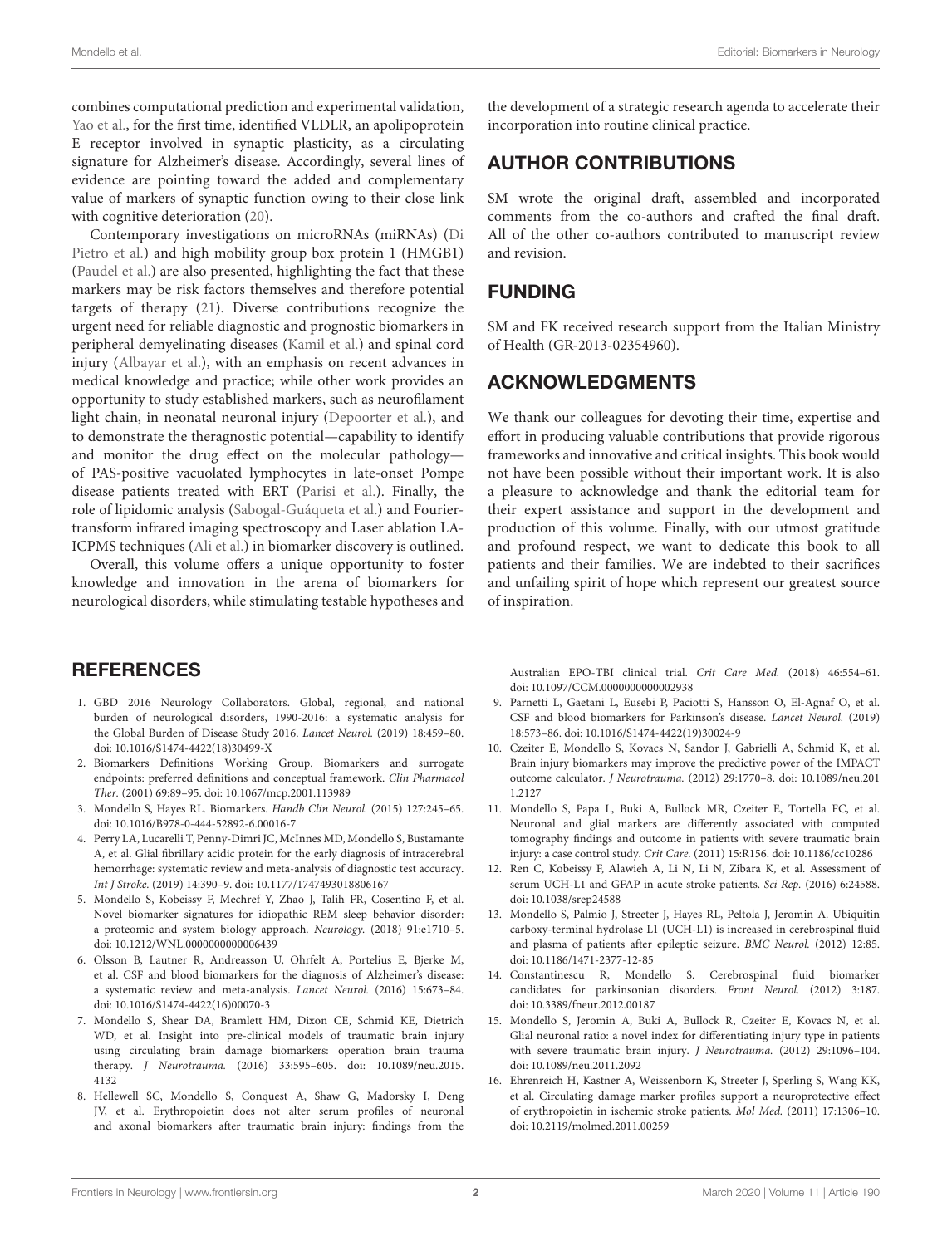combines computational prediction and experimental validation, Yao et al., for the first time, identified VLDLR, an apolipoprotein E receptor involved in synaptic plasticity, as a circulating signature for Alzheimer's disease. Accordingly, several lines of evidence are pointing toward the added and complementary value of markers of synaptic function owing to their close link with cognitive deterioration (20).

Contemporary investigations on microRNAs (miRNAs) (Di Pietro et al.) and high mobility group box protein 1 (HMGB1) (Paudel et al.) are also presented, highlighting the fact that these markers may be risk factors themselves and therefore potential targets of therapy (21). Diverse contributions recognize the urgent need for reliable diagnostic and prognostic biomarkers in peripheral demyelinating diseases (Kamil et al.) and spinal cord injury (Albayar et al.), with an emphasis on recent advances in medical knowledge and practice; while other work provides an opportunity to study established markers, such as neurofilament light chain, in neonatal neuronal injury (Depoorter et al.), and to demonstrate the theragnostic potential—capability to identify and monitor the drug effect on the molecular pathology—of PAS-positive vacuolated lymphocytes in late-onset Pompe disease patients treated with ERT (Parisi et al.). Finally, the role of lipidomic analysis (Sabogal-Guáqueta et al.) and Fourier-transform infrared imaging spectroscopy and Laser ablation LA-ICPMS techniques (Ali et al.) in biomarker discovery is outlined.

Overall, this volume offers a unique opportunity to foster knowledge and innovation in the arena of biomarkers for neurological disorders, while stimulating testable hypotheses and the development of a strategic research agenda to accelerate their incorporation into routine clinical practice.

## AUTHOR CONTRIBUTIONS

SM wrote the original draft, assembled and incorporated comments from the co-authors and crafted the final draft. All of the other co-authors contributed to manuscript review and revision.

## FUNDING

SM and FK received research support from the Italian Ministry of Health (GR-2013-02354960).

## ACKNOWLEDGMENTS

We thank our colleagues for devoting their time, expertise and effort in producing valuable contributions that provide rigorous frameworks and innovative and critical insights. This book would not have been possible without their important work. It is also a pleasure to acknowledge and thank the editorial team for their expert assistance and support in the development and production of this volume. Finally, with our utmost gratitude and profound respect, we want to dedicate this book to all patients and their families. We are indebted to their sacrifices and unfailing spirit of hope which represent our greatest source of inspiration.

## REFERENCES

1. GBD 2016 Neurology Collaborators. Global, regional, and national burden of neurological disorders, 1990-2016: a systematic analysis for the Global Burden of Disease Study 2016. *Lancet Neurol.* (2019) 18:459–80. doi: 10.1016/S1474-4422(18)30499-X
2. Biomarkers Definitions Working Group. Biomarkers and surrogate endpoints: preferred definitions and conceptual framework. *Clin Pharmacol Ther.* (2001) 69:89–95. doi: 10.1067/mcp.2001.113989
3. Mondello S, Hayes RL. Biomarkers. *Handb Clin Neurol.* (2015) 127:245–65. doi: 10.1016/B978-0-444-52892-6.00016-7
4. Perry LA, Lucarelli T, Penny-Dimri JC, McInnes MD, Mondello S, Bustamante A, et al. Glial fibrillary acidic protein for the early diagnosis of intracerebral hemorrhage: systematic review and meta-analysis of diagnostic test accuracy. *Int J Stroke.* (2019) 14:390–9. doi: 10.1177/1747493018806167
5. Mondello S, Kobeissy F, Mechref Y, Zhao J, Talih FR, Cosentino F, et al. Novel biomarker signatures for idiopathic REM sleep behavior disorder: a proteomic and system biology approach. *Neurology.* (2018) 91:e1710–5. doi: 10.1212/WNL.0000000000006439
6. Olsson B, Lautner R, Andreasson U, Ohrfelt A, Portelius E, Bjerke M, et al. CSF and blood biomarkers for the diagnosis of Alzheimer's disease: a systematic review and meta-analysis. *Lancet Neurol.* (2016) 15:673–84. doi: 10.1016/S1474-4422(16)00070-3
7. Mondello S, Shear DA, Bramlett HM, Dixon CE, Schmid KE, Dietrich WD, et al. Insight into pre-clinical models of traumatic brain injury using circulating brain damage biomarkers: operation brain trauma therapy. *J Neurotrauma.* (2016) 33:595–605. doi: 10.1089/neu.2015.4132
8. Hellewell SC, Mondello S, Conquest A, Shaw G, Madorsky I, Deng JV, et al. Erythropoietin does not alter serum profiles of neuronal and axonal biomarkers after traumatic brain injury: findings from the Australian EPO-TBI clinical trial. *Crit Care Med.* (2018) 46:554–61. doi: 10.1097/CCM.0000000000002938
9. Parnetti L, Gaetani L, Eusebi P, Paciotti S, Hansson O, El-Agnaf O, et al. CSF and blood biomarkers for Parkinson's disease. *Lancet Neurol.* (2019) 18:573–86. doi: 10.1016/S1474-4422(19)30024-9
10. Czeiter E, Mondello S, Kovacs N, Sandor J, Gabrielli A, Schmid K, et al. Brain injury biomarkers may improve the predictive power of the IMPACT outcome calculator. *J Neurotrauma.* (2012) 29:1770–8. doi: 10.1089/neu.2011.2127
11. Mondello S, Papa L, Buki A, Bullock MR, Czeiter E, Tortella FC, et al. Neuronal and glial markers are differently associated with computed tomography findings and outcome in patients with severe traumatic brain injury: a case control study. *Crit Care.* (2011) 15:R156. doi: 10.1186/cc10286
12. Ren C, Kobeissy F, Alawieh A, Li N, Li N, Zibara K, et al. Assessment of serum UCH-L1 and GFAP in acute stroke patients. *Sci Rep.* (2016) 6:24588. doi: 10.1038/srep24588
13. Mondello S, Palmio J, Streeter J, Hayes RL, Peltola J, Jeromin A. Ubiquitin carboxy-terminal hydrolase L1 (UCH-L1) is increased in cerebrospinal fluid and plasma of patients after epileptic seizure. *BMC Neurol.* (2012) 12:85. doi: 10.1186/1471-2377-12-85
14. Constantinescu R, Mondello S. Cerebrospinal fluid biomarker candidates for parkinsonian disorders. *Front Neurol.* (2012) 3:187. doi: 10.3389/fneur.2012.00187
15. Mondello S, Jeromin A, Buki A, Bullock R, Czeiter E, Kovacs N, et al. Glial neuronal ratio: a novel index for differentiating injury type in patients with severe traumatic brain injury. *J Neurotrauma.* (2012) 29:1096–104. doi: 10.1089/neu.2011.2092
16. Ehrenreich H, Kastner A, Weissenborn K, Streeter J, Sperling S, Wang KK, et al. Circulating damage marker profiles support a neuroprotective effect of erythropoietin in ischemic stroke patients. *Mol Med.* (2011) 17:1306–10. doi: 10.2119/molmed.2011.00259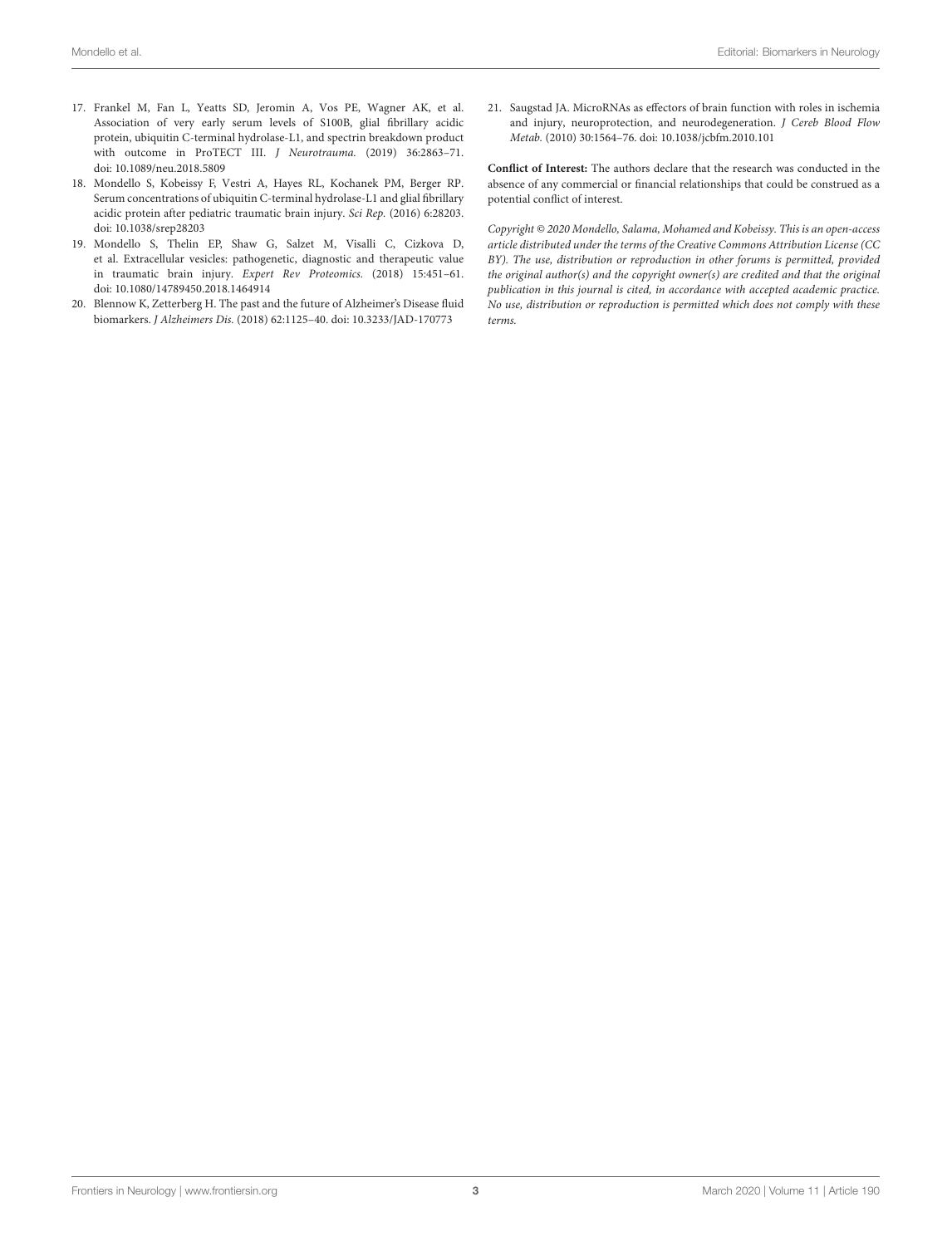17. Frankel M, Fan L, Yeatts SD, Jeromin A, Vos PE, Wagner AK, et al. Association of very early serum levels of S100B, glial fibrillary acidic protein, ubiquitin C-terminal hydrolase-L1, and spectrin breakdown product with outcome in ProTECT III. *J Neurotrauma.* (2019) 36:2863–71. doi: 10.1089/neu.2018.5809
18. Mondello S, Kobeissy F, Vestri A, Hayes RL, Kochanek PM, Berger RP. Serum concentrations of ubiquitin C-terminal hydrolase-L1 and glial fibrillary acidic protein after pediatric traumatic brain injury. *Sci Rep.* (2016) 6:28203. doi: 10.1038/srep28203
19. Mondello S, Thelin EP, Shaw G, Salzet M, Visalli C, Cizkova D, et al. Extracellular vesicles: pathogenetic, diagnostic and therapeutic value in traumatic brain injury. *Expert Rev Proteomics.* (2018) 15:451–61. doi: 10.1080/14789450.2018.1464914
20. Blennow K, Zetterberg H. The past and the future of Alzheimer's Disease fluid biomarkers. *J Alzheimers Dis.* (2018) 62:1125–40. doi: 10.3233/JAD-170773
21. Saugstad JA. MicroRNAs as effectors of brain function with roles in ischemia and injury, neuroprotection, and neurodegeneration. *J Cereb Blood Flow Metab.* (2010) 30:1564–76. doi: 10.1038/jcbfm.2010.101

**Conflict of Interest:** The authors declare that the research was conducted in the absence of any commercial or financial relationships that could be construed as a potential conflict of interest.

*Copyright © 2020 Mondello, Salama, Mohamed and Kobeissy. This is an open-access article distributed under the terms of the Creative Commons Attribution License (CC BY). The use, distribution or reproduction in other forums is permitted, provided the original author(s) and the copyright owner(s) are credited and that the original publication in this journal is cited, in accordance with accepted academic practice. No use, distribution or reproduction is permitted which does not comply with these terms.*